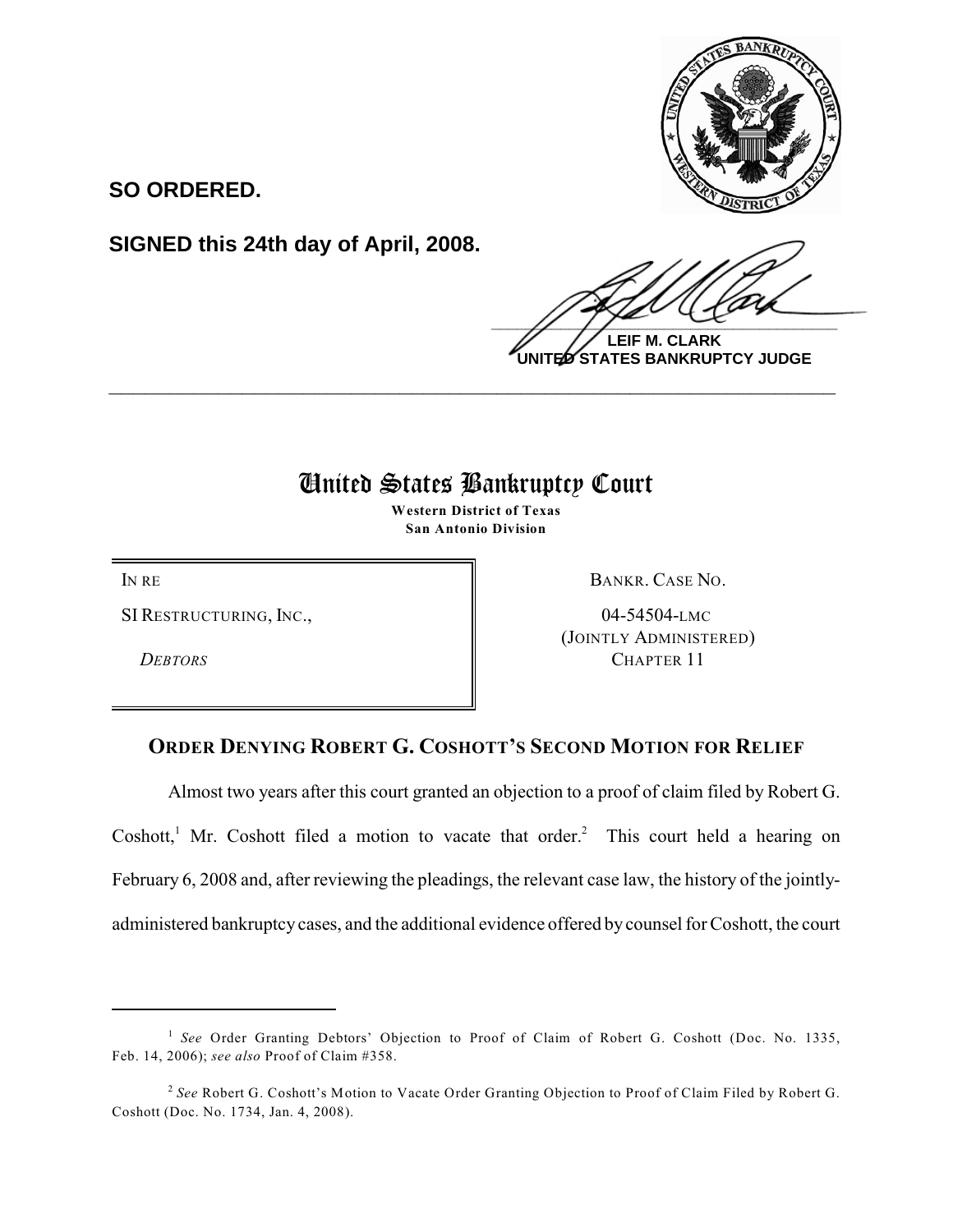**SO ORDERED.**

**SIGNED this 24th day of April, 2008.**

**LEIF M. CLARK**
**UNITED STATES BANKRUPTCY JUDGE**

---

# United States Bankruptcy Court

**Western District of Texas**
**San Antonio Division**

| | |
|---|---|
| IN RE | BANKR. CASE NO. |
| SI RESTRUCTURING, INC., | 04-54504-LMC (JOINTLY ADMINISTERED) |
| *DEBTORS* | CHAPTER 11 |

## ORDER DENYING ROBERT G. COSHOTT'S SECOND MOTION FOR RELIEF

Almost two years after this court granted an objection to a proof of claim filed by Robert G. Coshott,[1] Mr. Coshott filed a motion to vacate that order.[2] This court held a hearing on February 6, 2008 and, after reviewing the pleadings, the relevant case law, the history of the jointly-administered bankruptcy cases, and the additional evidence offered by counsel for Coshott, the court

---

[1] *See* Order Granting Debtors' Objection to Proof of Claim of Robert G. Coshott (Doc. No. 1335, Feb. 14, 2006); *see also* Proof of Claim #358.

[2] *See* Robert G. Coshott's Motion to Vacate Order Granting Objection to Proof of Claim Filed by Robert G. Coshott (Doc. No. 1734, Jan. 4, 2008).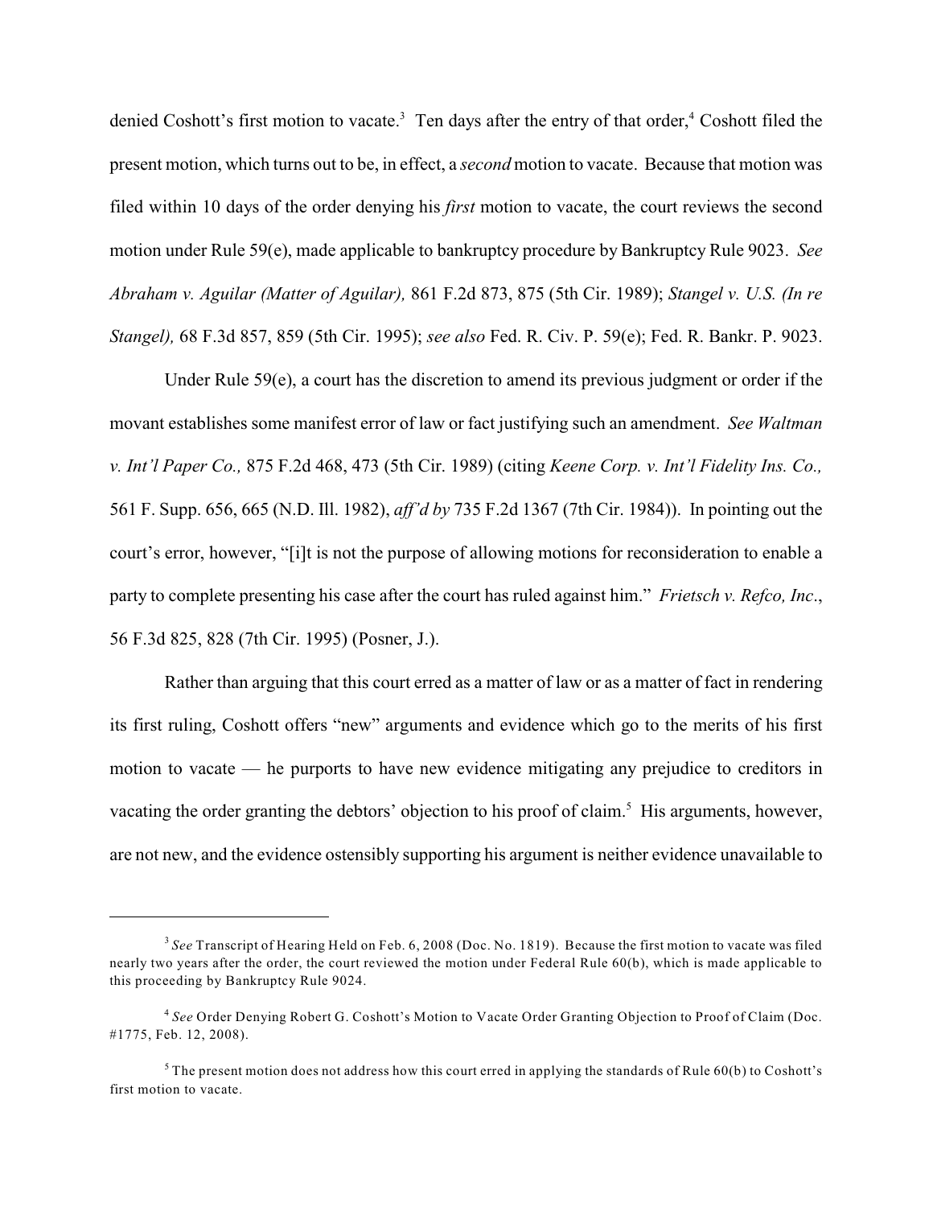denied Coshott's first motion to vacate.[3] Ten days after the entry of that order,[4] Coshott filed the present motion, which turns out to be, in effect, a *second* motion to vacate. Because that motion was filed within 10 days of the order denying his *first* motion to vacate, the court reviews the second motion under Rule 59(e), made applicable to bankruptcy procedure by Bankruptcy Rule 9023. *See Abraham v. Aguilar (Matter of Aguilar),* 861 F.2d 873, 875 (5th Cir. 1989); *Stangel v. U.S. (In re Stangel),* 68 F.3d 857, 859 (5th Cir. 1995); *see also* Fed. R. Civ. P. 59(e); Fed. R. Bankr. P. 9023.

Under Rule 59(e), a court has the discretion to amend its previous judgment or order if the movant establishes some manifest error of law or fact justifying such an amendment. *See Waltman v. Int'l Paper Co.,* 875 F.2d 468, 473 (5th Cir. 1989) (citing *Keene Corp. v. Int'l Fidelity Ins. Co.,* 561 F. Supp. 656, 665 (N.D. Ill. 1982), *aff'd by* 735 F.2d 1367 (7th Cir. 1984)). In pointing out the court's error, however, "[i]t is not the purpose of allowing motions for reconsideration to enable a party to complete presenting his case after the court has ruled against him." *Frietsch v. Refco, Inc*., 56 F.3d 825, 828 (7th Cir. 1995) (Posner, J.).

Rather than arguing that this court erred as a matter of law or as a matter of fact in rendering its first ruling, Coshott offers "new" arguments and evidence which go to the merits of his first motion to vacate — he purports to have new evidence mitigating any prejudice to creditors in vacating the order granting the debtors' objection to his proof of claim.[5] His arguments, however, are not new, and the evidence ostensibly supporting his argument is neither evidence unavailable to

---

[3] *See* Transcript of Hearing Held on Feb. 6, 2008 (Doc. No. 1819). Because the first motion to vacate was filed nearly two years after the order, the court reviewed the motion under Federal Rule 60(b), which is made applicable to this proceeding by Bankruptcy Rule 9024.

[4] *See* Order Denying Robert G. Coshott's Motion to Vacate Order Granting Objection to Proof of Claim (Doc. #1775, Feb. 12, 2008).

[5] The present motion does not address how this court erred in applying the standards of Rule 60(b) to Coshott's first motion to vacate.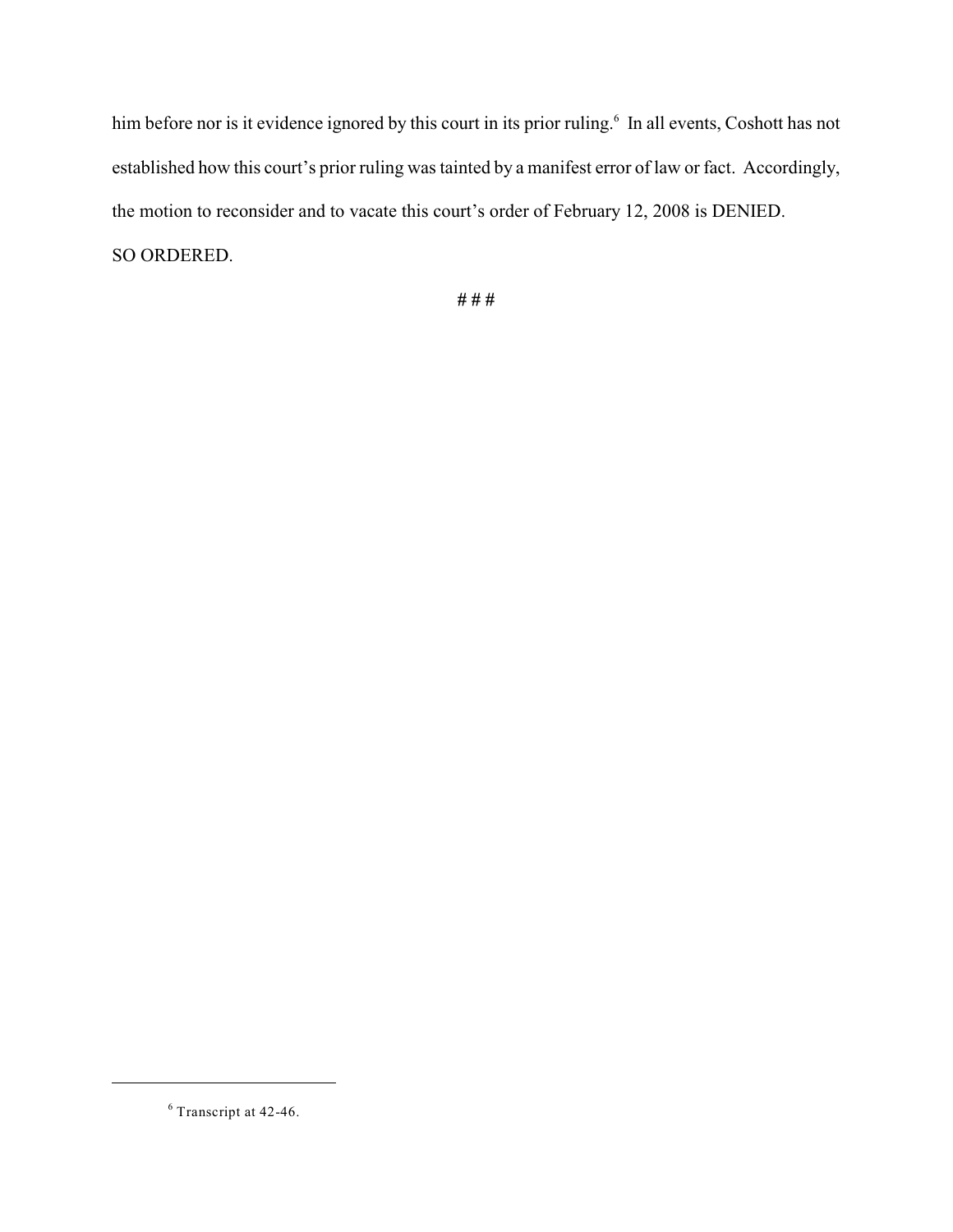him before nor is it evidence ignored by this court in its prior ruling.[6] In all events, Coshott has not established how this court's prior ruling was tainted by a manifest error of law or fact. Accordingly, the motion to reconsider and to vacate this court's order of February 12, 2008 is DENIED.

SO ORDERED.

# # #

[6] Transcript at 42-46.